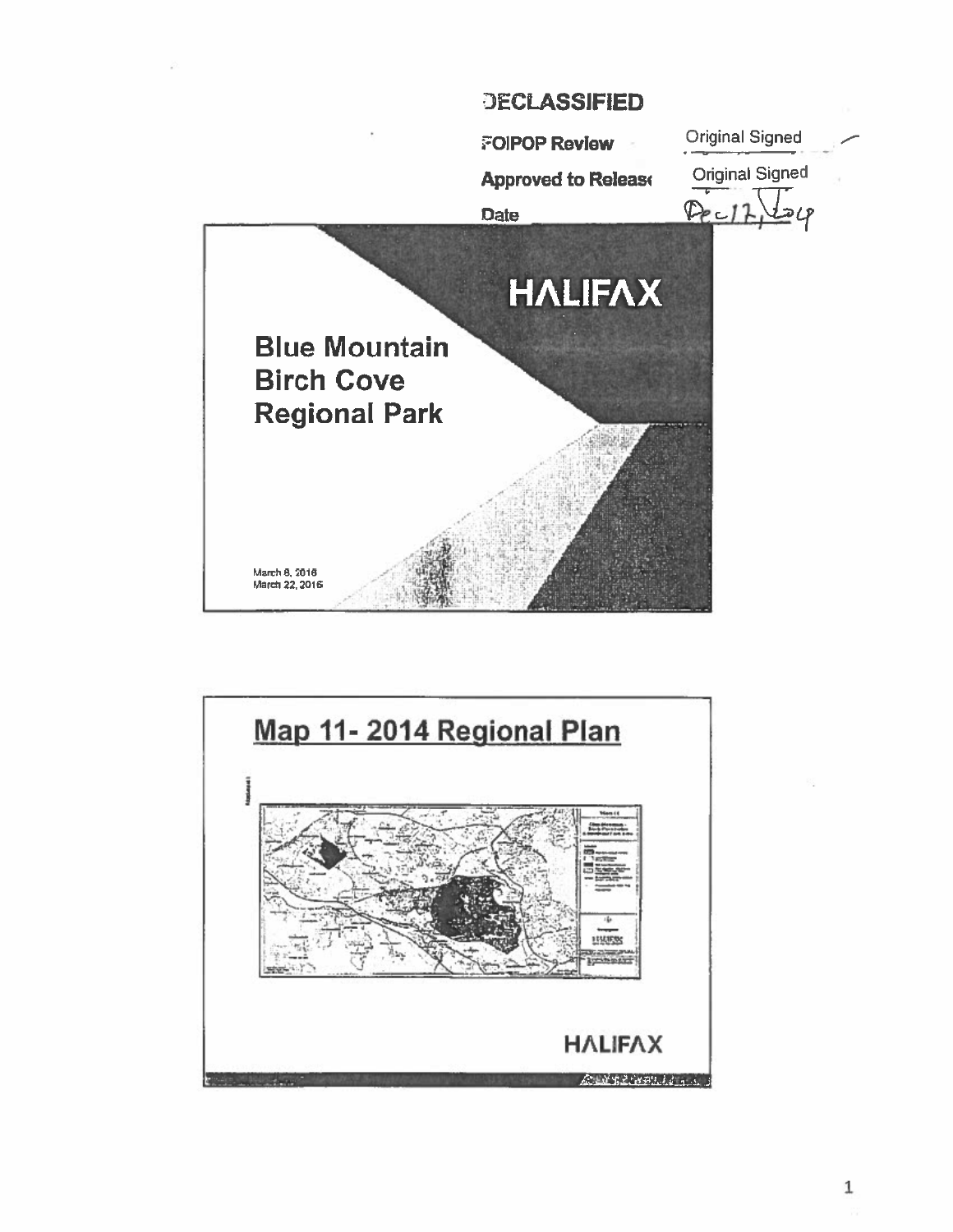DECLASSIFIED

FOIPOP Review Original Signed

Approved to Release Original Signed

Date Dec 17, 2019

HALIFAX

# Blue Mountain Birch Cove Regional Park

March 8, 2016
March 22, 2016

## Map 11- 2014 Regional Plan

HALIFAX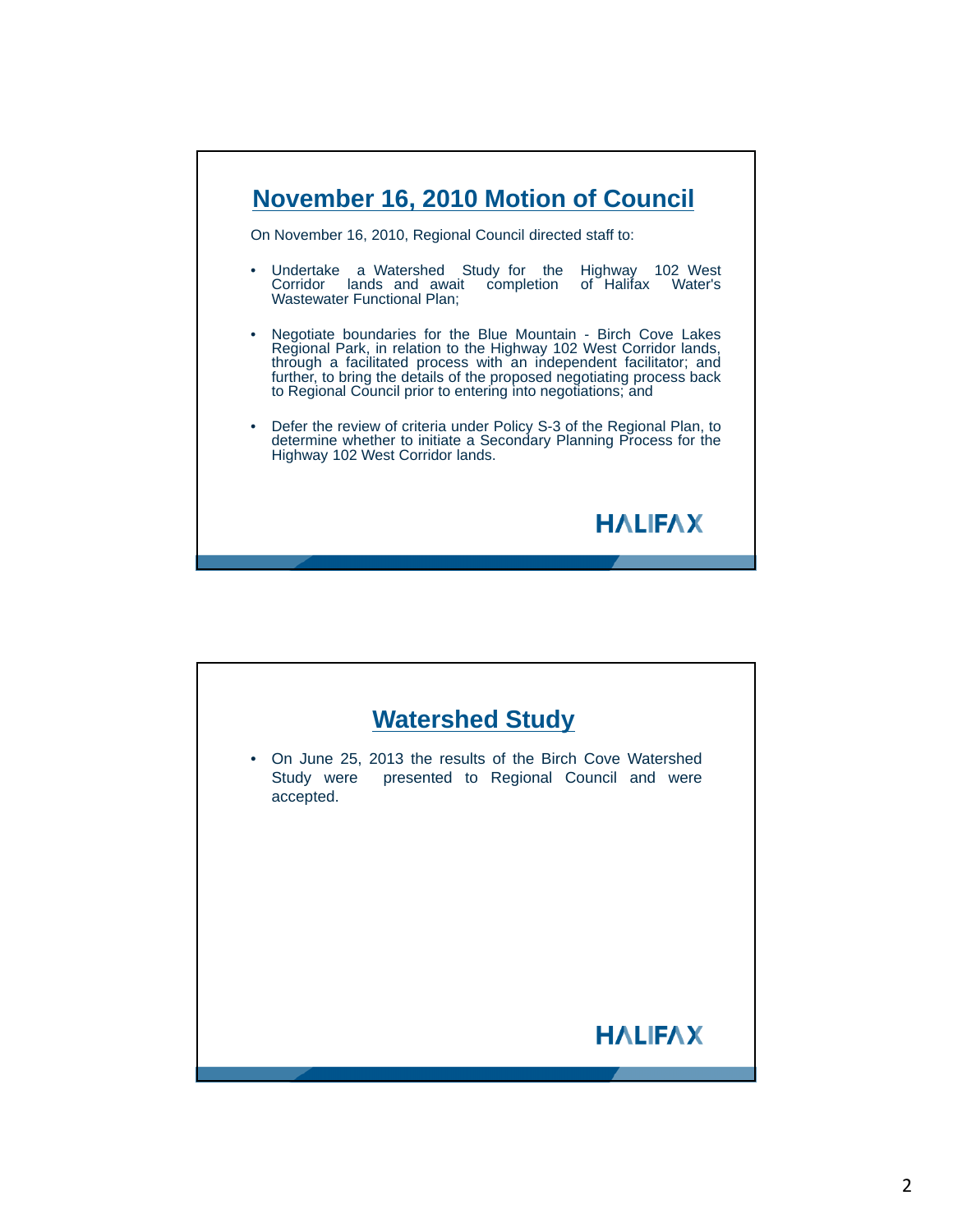## November 16, 2010 Motion of Council

On November 16, 2010, Regional Council directed staff to:

- Undertake a Watershed Study for the Highway 102 West Corridor lands and await completion of Halifax Water's Wastewater Functional Plan;
- Negotiate boundaries for the Blue Mountain - Birch Cove Lakes Regional Park, in relation to the Highway 102 West Corridor lands, through a facilitated process with an independent facilitator; and further, to bring the details of the proposed negotiating process back to Regional Council prior to entering into negotiations; and
- Defer the review of criteria under Policy S-3 of the Regional Plan, to determine whether to initiate a Secondary Planning Process for the Highway 102 West Corridor lands.

HALIFAX

## Watershed Study

- On June 25, 2013 the results of the Birch Cove Watershed Study were presented to Regional Council and were accepted.

HALIFAX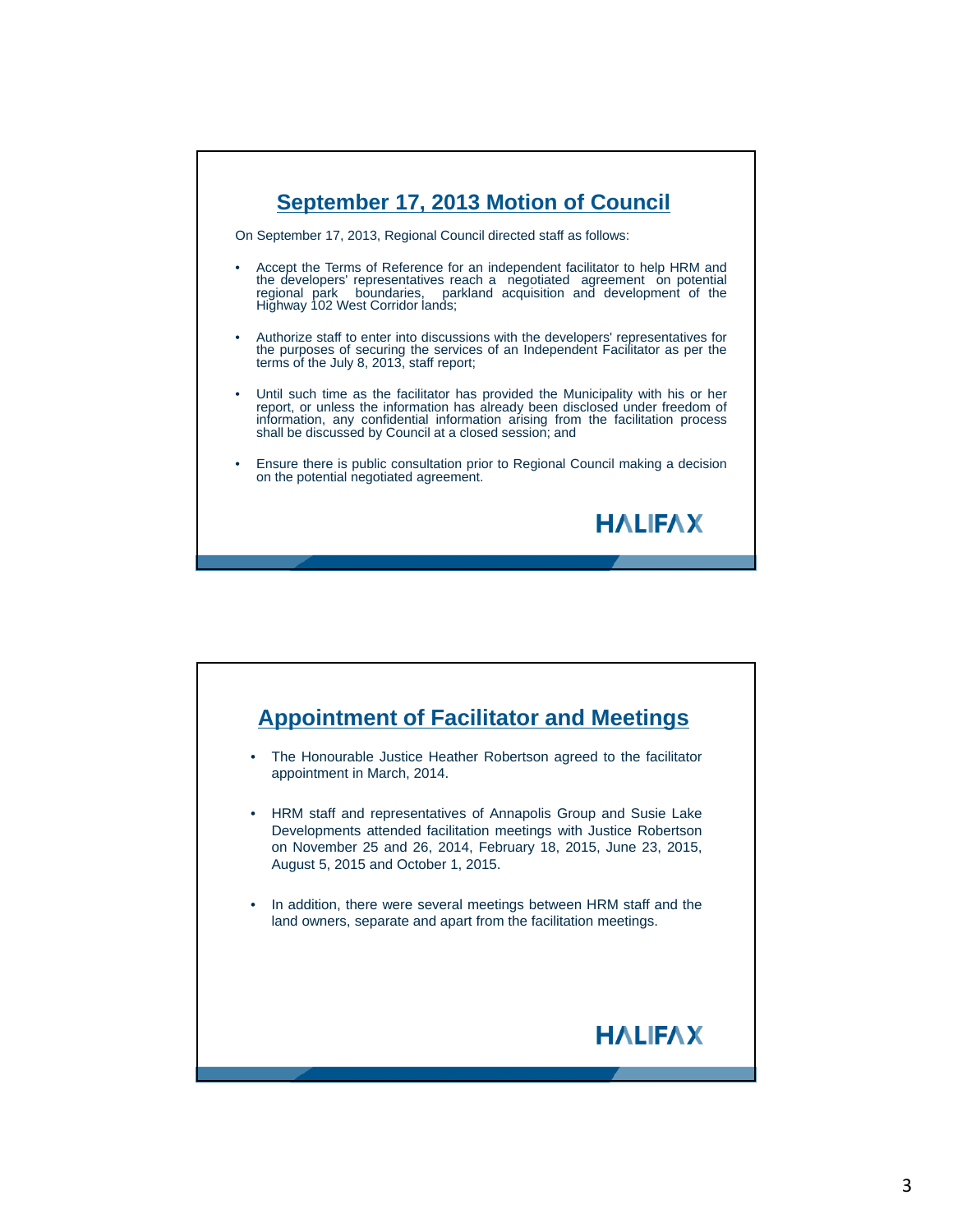## September 17, 2013 Motion of Council

On September 17, 2013, Regional Council directed staff as follows:

- Accept the Terms of Reference for an independent facilitator to help HRM and the developers' representatives reach a negotiated agreement on potential regional park boundaries, parkland acquisition and development of the Highway 102 West Corridor lands;
- Authorize staff to enter into discussions with the developers' representatives for the purposes of securing the services of an Independent Facilitator as per the terms of the July 8, 2013, staff report;
- Until such time as the facilitator has provided the Municipality with his or her report, or unless the information has already been disclosed under freedom of information, any confidential information arising from the facilitation process shall be discussed by Council at a closed session; and
- Ensure there is public consultation prior to Regional Council making a decision on the potential negotiated agreement.

HALIFAX

## Appointment of Facilitator and Meetings

- The Honourable Justice Heather Robertson agreed to the facilitator appointment in March, 2014.
- HRM staff and representatives of Annapolis Group and Susie Lake Developments attended facilitation meetings with Justice Robertson on November 25 and 26, 2014, February 18, 2015, June 23, 2015, August 5, 2015 and October 1, 2015.
- In addition, there were several meetings between HRM staff and the land owners, separate and apart from the facilitation meetings.

HALIFAX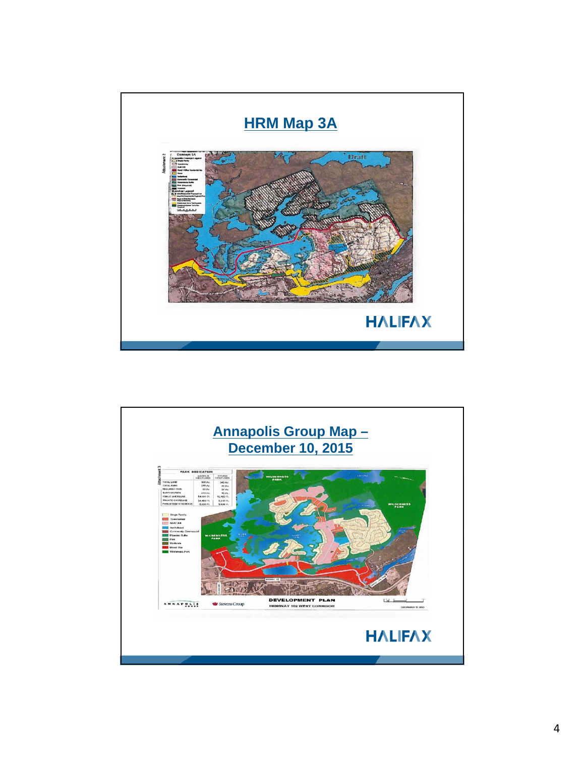## HRM Map 3A

HALIFAX

## Annapolis Group Map – December 10, 2015

HALIFAX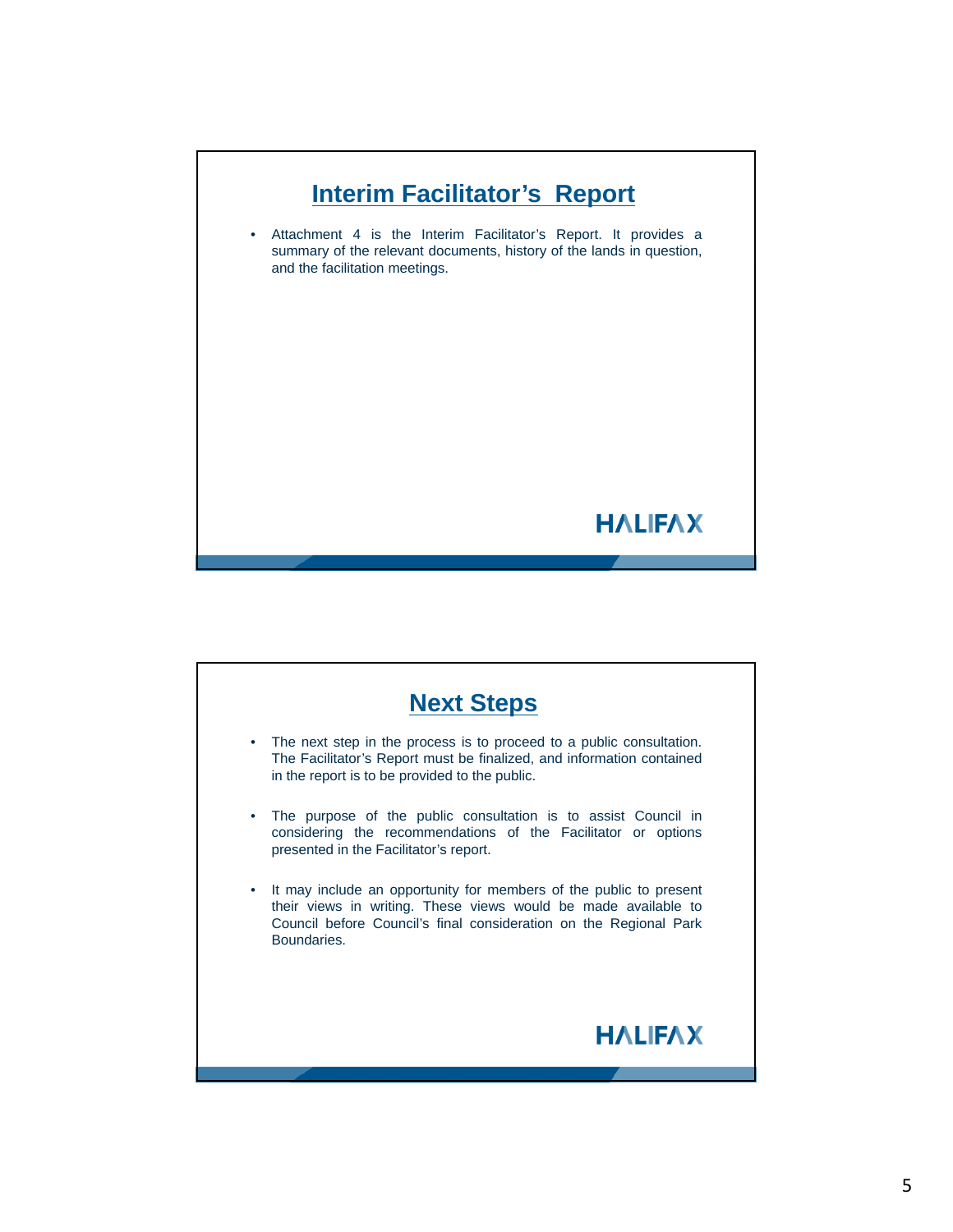## Interim Facilitator's Report

- Attachment 4 is the Interim Facilitator's Report. It provides a summary of the relevant documents, history of the lands in question, and the facilitation meetings.

HALIFAX

## Next Steps

- The next step in the process is to proceed to a public consultation. The Facilitator's Report must be finalized, and information contained in the report is to be provided to the public.
- The purpose of the public consultation is to assist Council in considering the recommendations of the Facilitator or options presented in the Facilitator's report.
- It may include an opportunity for members of the public to present their views in writing. These views would be made available to Council before Council's final consideration on the Regional Park Boundaries.

HALIFAX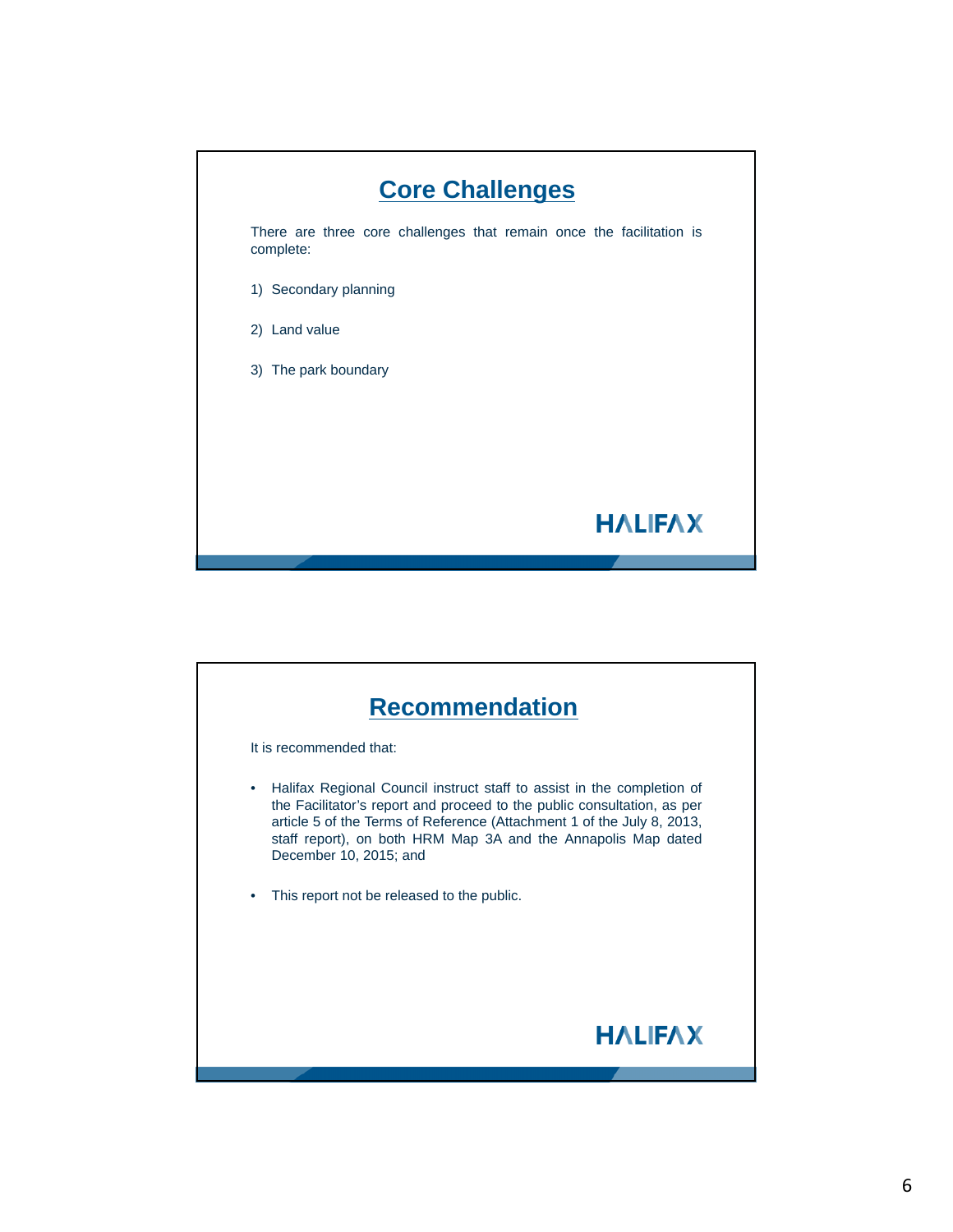## Core Challenges

There are three core challenges that remain once the facilitation is complete:

1) Secondary planning

2) Land value

3) The park boundary

HALIFAX

## Recommendation

It is recommended that:

- Halifax Regional Council instruct staff to assist in the completion of the Facilitator's report and proceed to the public consultation, as per article 5 of the Terms of Reference (Attachment 1 of the July 8, 2013, staff report), on both HRM Map 3A and the Annapolis Map dated December 10, 2015; and
- This report not be released to the public.

HALIFAX